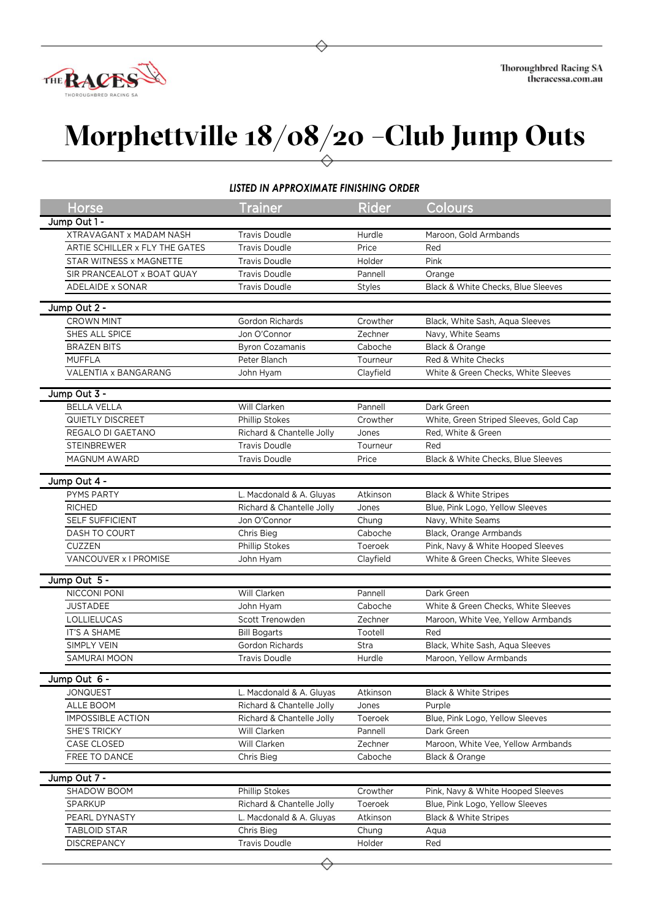# Morphettville 18/08/20 –Club Jump Outs

***LISTED IN APPROXIMATE FINISHING ORDER***

| Horse | Trainer | Rider | Colours |
|---|---|---|---|
| **Jump Out 1 -** | | | |
| XTRAVAGANT x MADAM NASH | Travis Doudle | Hurdle | Maroon, Gold Armbands |
| ARTIE SCHILLER x FLY THE GATES | Travis Doudle | Price | Red |
| STAR WITNESS x MAGNETTE | Travis Doudle | Holder | Pink |
| SIR PRANCEALOT x BOAT QUAY | Travis Doudle | Pannell | Orange |
| ADELAIDE x SONAR | Travis Doudle | Styles | Black & White Checks, Blue Sleeves |
| **Jump Out 2 -** | | | |
| CROWN MINT | Gordon Richards | Crowther | Black, White Sash, Aqua Sleeves |
| SHES ALL SPICE | Jon O'Connor | Zechner | Navy, White Seams |
| BRAZEN BITS | Byron Cozamanis | Caboche | Black & Orange |
| MUFFLA | Peter Blanch | Tourneur | Red & White Checks |
| VALENTIA x BANGARANG | John Hyam | Clayfield | White & Green Checks, White Sleeves |
| **Jump Out 3 -** | | | |
| BELLA VELLA | Will Clarken | Pannell | Dark Green |
| QUIETLY DISCREET | Phillip Stokes | Crowther | White, Green Striped Sleeves, Gold Cap |
| REGALO DI GAETANO | Richard & Chantelle Jolly | Jones | Red, White & Green |
| STEINBREWER | Travis Doudle | Tourneur | Red |
| MAGNUM AWARD | Travis Doudle | Price | Black & White Checks, Blue Sleeves |
| **Jump Out 4 -** | | | |
| PYMS PARTY | L. Macdonald & A. Gluyas | Atkinson | Black & White Stripes |
| RICHED | Richard & Chantelle Jolly | Jones | Blue, Pink Logo, Yellow Sleeves |
| SELF SUFFICIENT | Jon O'Connor | Chung | Navy, White Seams |
| DASH TO COURT | Chris Bieg | Caboche | Black, Orange Armbands |
| CUZZEN | Phillip Stokes | Toeroek | Pink, Navy & White Hooped Sleeves |
| VANCOUVER x I PROMISE | John Hyam | Clayfield | White & Green Checks, White Sleeves |
| **Jump Out 5 -** | | | |
| NICCONI PONI | Will Clarken | Pannell | Dark Green |
| JUSTADEE | John Hyam | Caboche | White & Green Checks, White Sleeves |
| LOLLIELUCAS | Scott Trenowden | Zechner | Maroon, White Vee, Yellow Armbands |
| IT'S A SHAME | Bill Bogarts | Tootell | Red |
| SIMPLY VEIN | Gordon Richards | Stra | Black, White Sash, Aqua Sleeves |
| SAMURAI MOON | Travis Doudle | Hurdle | Maroon, Yellow Armbands |
| **Jump Out 6 -** | | | |
| JONQUEST | L. Macdonald & A. Gluyas | Atkinson | Black & White Stripes |
| ALLE BOOM | Richard & Chantelle Jolly | Jones | Purple |
| IMPOSSIBLE ACTION | Richard & Chantelle Jolly | Toeroek | Blue, Pink Logo, Yellow Sleeves |
| SHE'S TRICKY | Will Clarken | Pannell | Dark Green |
| CASE CLOSED | Will Clarken | Zechner | Maroon, White Vee, Yellow Armbands |
| FREE TO DANCE | Chris Bieg | Caboche | Black & Orange |
| **Jump Out 7 -** | | | |
| SHADOW BOOM | Phillip Stokes | Crowther | Pink, Navy & White Hooped Sleeves |
| SPARKUP | Richard & Chantelle Jolly | Toeroek | Blue, Pink Logo, Yellow Sleeves |
| PEARL DYNASTY | L. Macdonald & A. Gluyas | Atkinson | Black & White Stripes |
| TABLOID STAR | Chris Bieg | Chung | Aqua |
| DISCREPANCY | Travis Doudle | Holder | Red |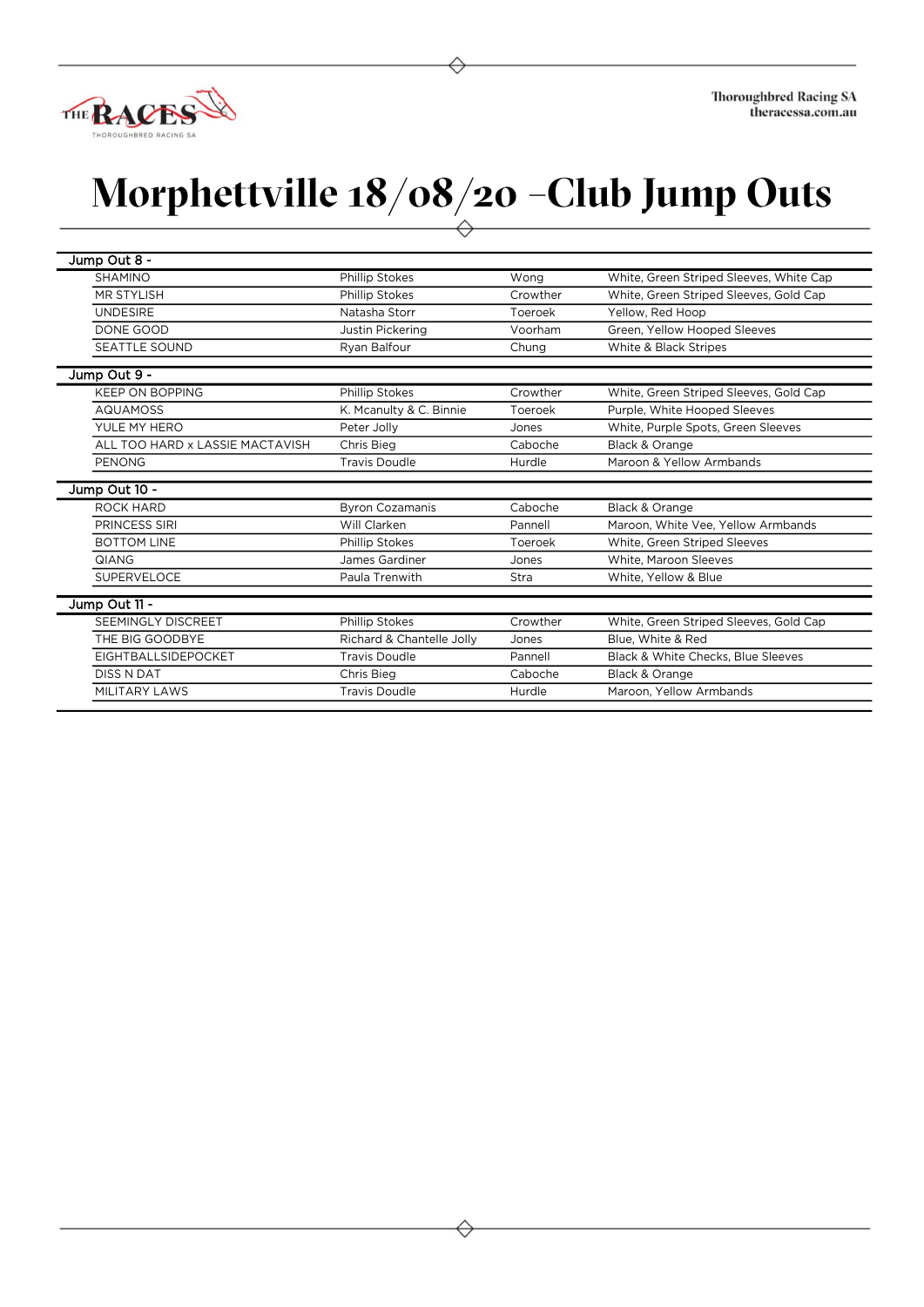# Morphettville 18/08/20 –Club Jump Outs

| | | | |
|---|---|---|---|
| **Jump Out 8 -** | | | |
| SHAMINO | Phillip Stokes | Wong | White, Green Striped Sleeves, White Cap |
| MR STYLISH | Phillip Stokes | Crowther | White, Green Striped Sleeves, Gold Cap |
| UNDESIRE | Natasha Storr | Toeroek | Yellow, Red Hoop |
| DONE GOOD | Justin Pickering | Voorham | Green, Yellow Hooped Sleeves |
| SEATTLE SOUND | Ryan Balfour | Chung | White & Black Stripes |
| **Jump Out 9 -** | | | |
| KEEP ON BOPPING | Phillip Stokes | Crowther | White, Green Striped Sleeves, Gold Cap |
| AQUAMOSS | K. Mcanulty & C. Binnie | Toeroek | Purple, White Hooped Sleeves |
| YULE MY HERO | Peter Jolly | Jones | White, Purple Spots, Green Sleeves |
| ALL TOO HARD x LASSIE MACTAVISH | Chris Bieg | Caboche | Black & Orange |
| PENONG | Travis Doudle | Hurdle | Maroon & Yellow Armbands |
| **Jump Out 10 -** | | | |
| ROCK HARD | Byron Cozamanis | Caboche | Black & Orange |
| PRINCESS SIRI | Will Clarken | Pannell | Maroon, White Vee, Yellow Armbands |
| BOTTOM LINE | Phillip Stokes | Toeroek | White, Green Striped Sleeves |
| QIANG | James Gardiner | Jones | White, Maroon Sleeves |
| SUPERVELOCE | Paula Trenwith | Stra | White, Yellow & Blue |
| **Jump Out 11 -** | | | |
| SEEMINGLY DISCREET | Phillip Stokes | Crowther | White, Green Striped Sleeves, Gold Cap |
| THE BIG GOODBYE | Richard & Chantelle Jolly | Jones | Blue, White & Red |
| EIGHTBALLSIDEPOCKET | Travis Doudle | Pannell | Black & White Checks, Blue Sleeves |
| DISS N DAT | Chris Bieg | Caboche | Black & Orange |
| MILITARY LAWS | Travis Doudle | Hurdle | Maroon, Yellow Armbands |